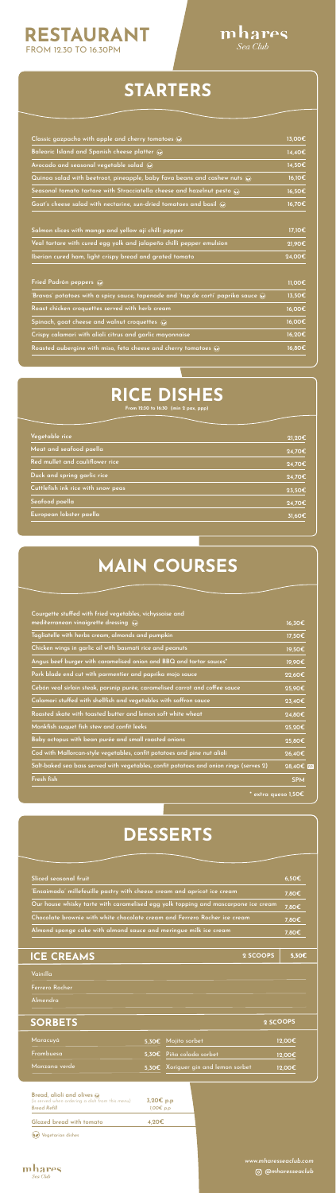# RESTAURANT
FROM 12.30 TO 16.30PM

mhares
*Sea Club*

## STARTERS

| | |
|---|---|
| Classic gazpacho with apple and cherry tomatoes (V) | 13,00€ |
| Balearic Island and Spanish cheese platter (V) | 14,40€ |
| Avocado and seasonal vegetable salad (V) | 14,50€ |
| Quinoa salad with beetroot, pineapple, baby fava beans and cashew nuts (V) | 16,10€ |
| Seasonal tomato tartare with Stracciatella cheese and hazelnut pesto (V) | 16,50€ |
| Goat's cheese salad with nectarine, sun-dried tomatoes and basil (V) | 16,70€ |
| Salmon slices with mango and yellow ají chilli pepper | 17,10€ |
| Veal tartare with cured egg yolk and jalapeño chilli pepper emulsion | 21,90€ |
| Iberian cured ham, light crispy bread and grated tomato | 24,00€ |
| Fried Padrón peppers (V) | 11,00€ |
| 'Bravas' potatoes with a spicy sauce, tapenade and 'tap de corti' paprika sauce (V) | 13,50€ |
| Roast chicken croquettes served with herb cream | 16,00€ |
| Spinach, goat cheese and walnut croquettes (V) | 16,00€ |
| Crispy calamari with alioli citrus and garlic mayonnaise | 16,20€ |
| Roasted aubergine with miso, feta cheese and cherry tomatoes (V) | 16,80€ |

## RICE DISHES
From 12:30 to 16:30 (min 2 pax, ppp)

| | |
|---|---|
| Vegetable rice | 21,20€ |
| Meat and seafood paella | 24,70€ |
| Red mullet and cauliflower rice | 24,70€ |
| Duck and spring garlic rice | 24,70€ |
| Cuttlefish ink rice with snow peas | 23,50€ |
| Seafood paella | 24,70€ |
| European lobster paella | 31,60€ |

## MAIN COURSES

| | |
|---|---|
| Courgette stuffed with fried vegetables, vichyssoise and mediterranean vinaigrette dressing (V) | 16,30€ |
| Tagliatelle with herbs cream, almonds and pumpkin | 17,50€ |
| Chicken wings in garlic oil with basmati rice and peanuts | 19,50€ |
| Angus beef burger with caramelised onion and BBQ and tartar sauces* | 19,90€ |
| Pork blade end cut with parmentier and paprika mojo sauce | 22,60€ |
| Cebón veal sirloin steak, parsnip purée, caramelised carrot and coffee sauce | 25,90€ |
| Calamari stuffed with shellfish and vegetables with saffron sauce | 23,40€ |
| Roasted skate with toasted butter and lemon soft white wheat | 24,80€ |
| Monkfish suquet fish stew and confit leeks | 25,20€ |
| Baby octopus with bean purée and small roasted onions | 25,80€ |
| Cod with Mallorcan-style vegetables, confit potatoes and pine nut alioli | 26,40€ |
| Salt-baked sea bass served with vegetables, confit potatoes and onion rings (serves 2) | 28,40€ pp |
| Fresh fish | SPM |

\* extra queso 1,50€

## DESSERTS

| | |
|---|---|
| Sliced seasonal fruit | 6,50€ |
| 'Ensaimada' millefeuille pastry with cheese cream and apricot ice cream | 7,80€ |
| Our house whisky tarte with caramelised egg yolk topping and mascarpone ice cream | 7,80€ |
| Chocolate brownie with white chocolate cream and Ferrero Rocher ice cream | 7,80€ |
| Almond sponge cake with almond sauce and meringue milk ice cream | 7,80€ |

### ICE CREAMS — 2 SCOOPS 5,30€

- Vainilla
- Ferrero Rocher
- Almendra

### SORBETS — 2 SCOOPS

| | | | |
|---|---|---|---|
| Maracuyá | 5,30€ | Mojito sorbet | 12,00€ |
| Frambuesa | 5,30€ | Piña colada sorbet | 12,00€ |
| Manzana verde | 5,30€ | Xoriguer gin and lemon sorbet | 12,00€ |

| | |
|---|---|
| Bread, alioli and olives (V) *(is served when ordering a dish from the menu)* | 3,20€ p.p |
| *Bread Refill* | 1,00€ p.p |
| Glazed bread with tomato | 4,20€ |

(V) Vegetarian dishes

www.mharesseaclub.com
@mharesseaclub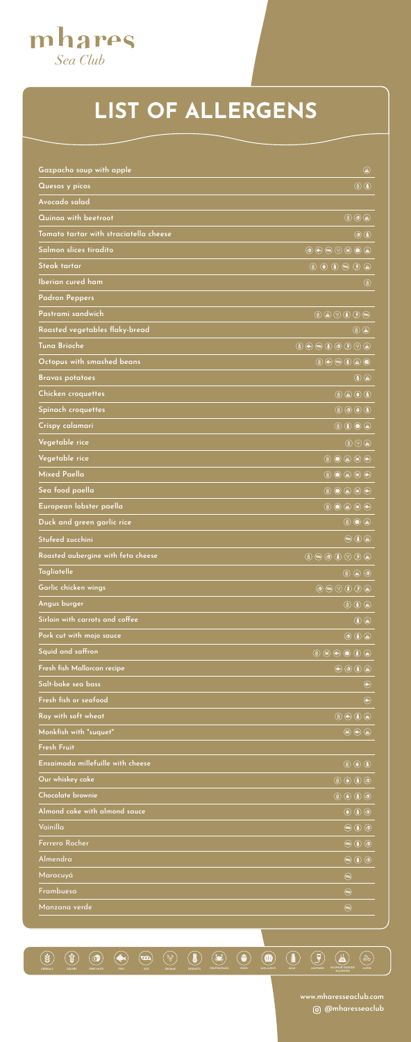mhares
*Sea Club*

# LIST OF ALLERGENS

| | |
|---|---|
| Gazpacho soup with apple | |
| Quesos y picos | |
| Avocado salad | |
| Quinoa with beetroot | |
| Tomato tartar with straciatella cheese | |
| Salmon slices tiradito | |
| Steak tartar | |
| Iberian cured ham | |
| Padron Peppers | |
| Pastrami sandwich | |
| Roasted vegetables flaky-bread | |
| Tuna Brioche | |
| Octopus with smashed beans | |
| Bravas potatoes | |
| Chicken croquettes | |
| Spinach croquettes | |
| Crispy calamari | |
| Vegetable rice | |
| Vegetable rice | |
| Mixed Paella | |
| Sea food paella | |
| European lobster paella | |
| Duck and green garlic rice | |
| Stufeed zucchini | |
| Roasted aubergine with feta cheese | |
| Tagliatelle | |
| Garlic chicken wings | |
| Angus burger | |
| Sirloin with carrots and coffee | |
| Pork cut with mojo sauce | |
| Squid and saffron | |
| Fresh fish Mallorcan recipe | |
| Salt-bake sea bass | |
| Fresh fish or seafood | |
| Ray with soft wheat | |
| Monkfish with "suquet" | |
| Fresh Fruit | |
| Ensaimada millefuille with cheese | |
| Our whiskey cake | |
| Chocolate brownie | |
| Almond cake with almond sauce | |
| Vainilla | |
| Ferrero Rocher | |
| Almendra | |
| Maracuyá | |
| Frambuesa | |
| Manzana verde | |

CEREALS · CELERY · TREE NUTS · FISH · SOY · SESAME · PEANUTS · CRUSTACEANS · EGGS · MOLLUSCS · MILK · MUSTARD · SULPHUR DIOXIDE SULPHITES · LUPIN

www.mharesseaclub.com
@mharesseaclub